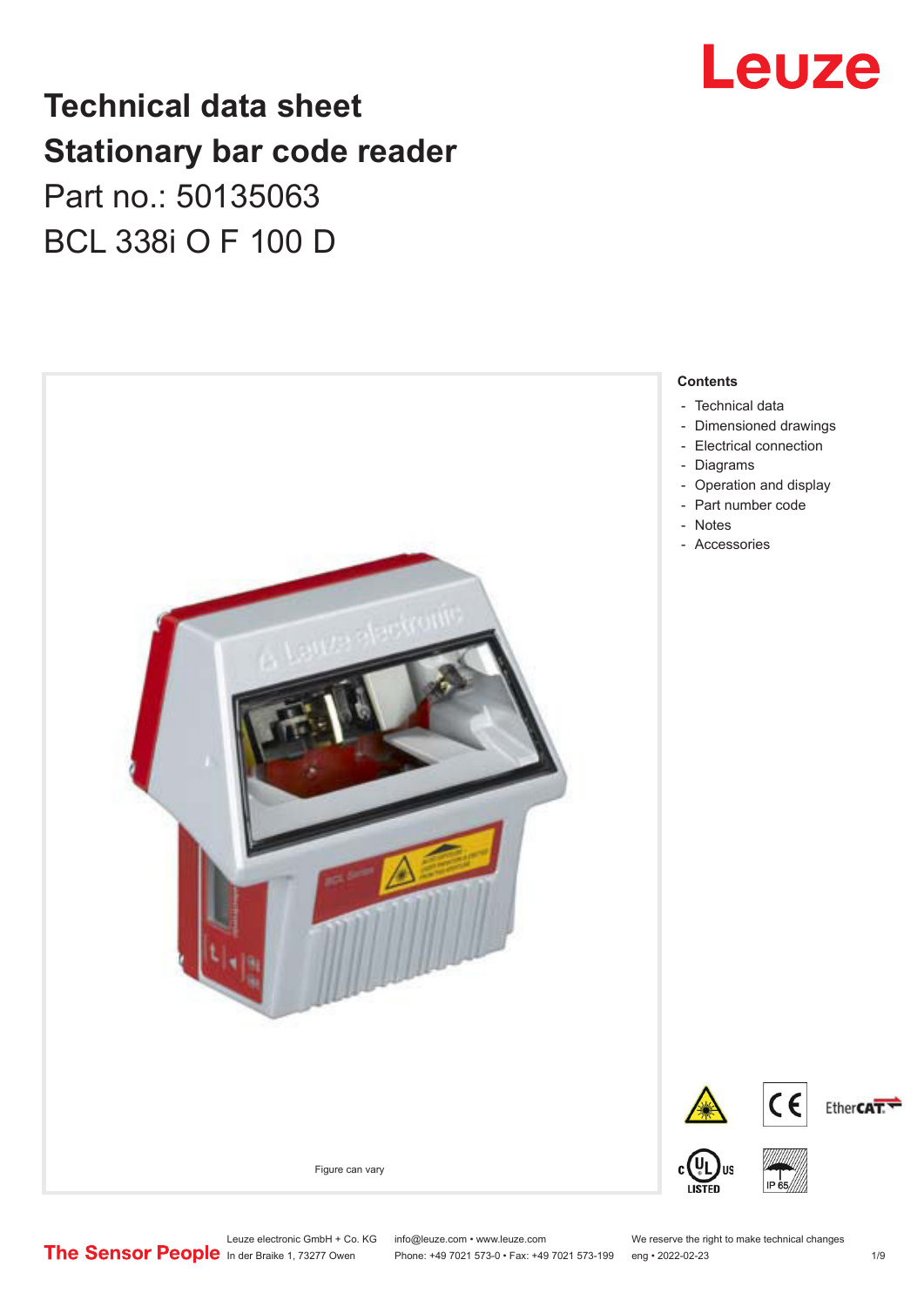# Technical data sheet
# Stationary bar code reader

Part no.: 50135063

BCL 338i O F 100 D

Figure can vary

**Contents**

- Technical data
- Dimensioned drawings
- Electrical connection
- Diagrams
- Operation and display
- Part number code
- Notes
- Accessories

Leuze electronic GmbH + Co. KG
In der Braike 1, 73277 Owen

info@leuze.com • www.leuze.com
Phone: +49 7021 573-0 • Fax: +49 7021 573-199

We reserve the right to make technical changes
eng • 2022-02-23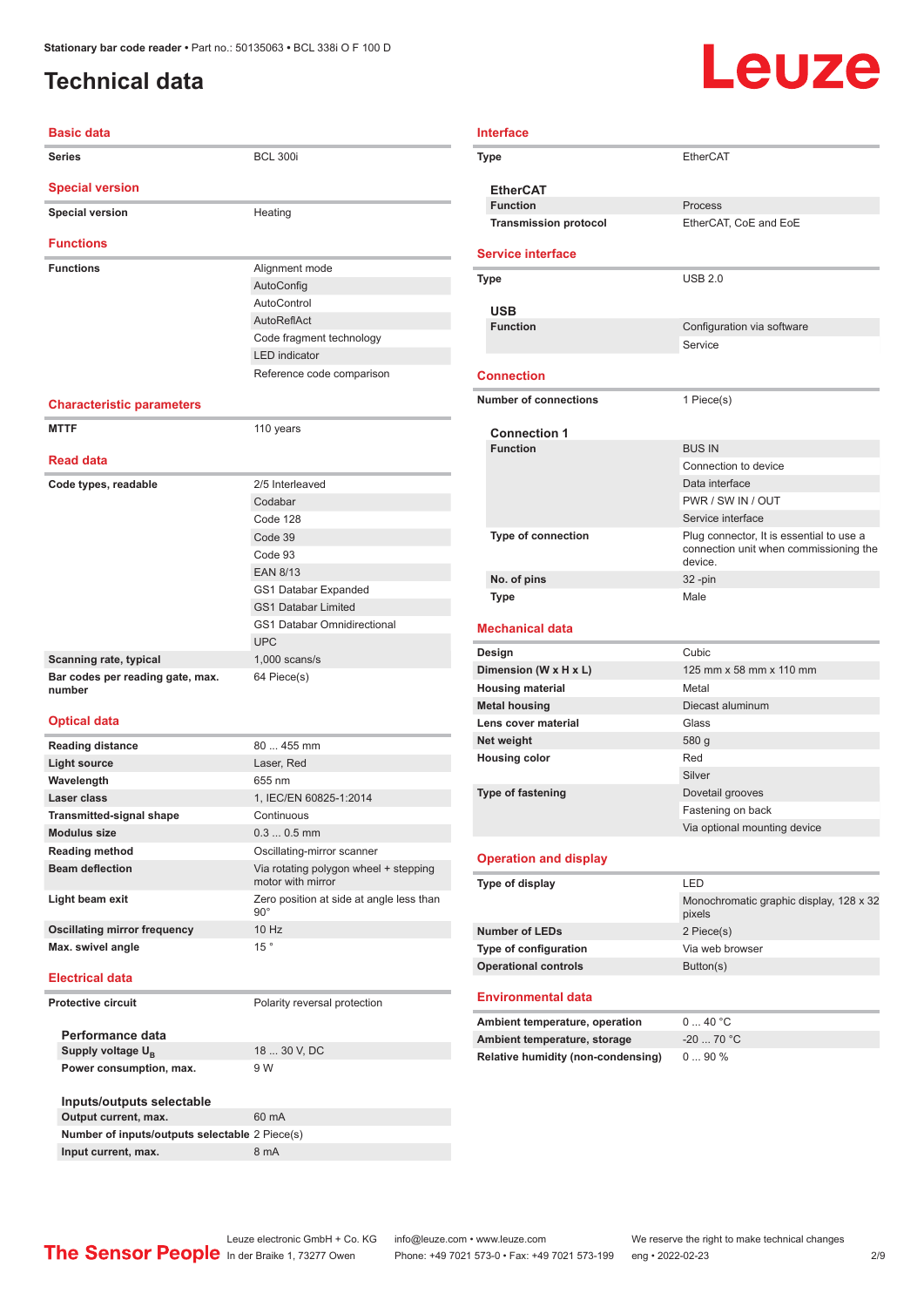# Technical data

## Basic data

| | |
|---|---|
| **Series** | BCL 300i |

## Special version

| | |
|---|---|
| **Special version** | Heating |

## Functions

| | |
|---|---|
| **Functions** | Alignment mode |
| | AutoConfig |
| | AutoControl |
| | AutoReflAct |
| | Code fragment technology |
| | LED indicator |
| | Reference code comparison |

## Characteristic parameters

| | |
|---|---|
| **MTTF** | 110 years |

## Read data

| | |
|---|---|
| **Code types, readable** | 2/5 Interleaved |
| | Codabar |
| | Code 128 |
| | Code 39 |
| | Code 93 |
| | EAN 8/13 |
| | GS1 Databar Expanded |
| | GS1 Databar Limited |
| | GS1 Databar Omnidirectional |
| | UPC |
| **Scanning rate, typical** | 1,000 scans/s |
| **Bar codes per reading gate, max. number** | 64 Piece(s) |

## Optical data

| | |
|---|---|
| **Reading distance** | 80 ... 455 mm |
| **Light source** | Laser, Red |
| **Wavelength** | 655 nm |
| **Laser class** | 1, IEC/EN 60825-1:2014 |
| **Transmitted-signal shape** | Continuous |
| **Modulus size** | 0.3 ... 0.5 mm |
| **Reading method** | Oscillating-mirror scanner |
| **Beam deflection** | Via rotating polygon wheel + stepping motor with mirror |
| **Light beam exit** | Zero position at side at angle less than 90° |
| **Oscillating mirror frequency** | 10 Hz |
| **Max. swivel angle** | 15 ° |

## Electrical data

| | |
|---|---|
| **Protective circuit** | Polarity reversal protection |

### Performance data

| | |
|---|---|
| **Supply voltage $U_B$** | 18 ... 30 V, DC |
| **Power consumption, max.** | 9 W |

### Inputs/outputs selectable

| | |
|---|---|
| **Output current, max.** | 60 mA |
| **Number of inputs/outputs selectable** | 2 Piece(s) |
| **Input current, max.** | 8 mA |

## Interface

| | |
|---|---|
| **Type** | EtherCAT |

### EtherCAT

| | |
|---|---|
| **Function** | Process |
| **Transmission protocol** | EtherCAT, CoE and EoE |

## Service interface

| | |
|---|---|
| **Type** | USB 2.0 |

### USB

| | |
|---|---|
| **Function** | Configuration via software |
| | Service |

## Connection

| | |
|---|---|
| **Number of connections** | 1 Piece(s) |

### Connection 1

| | |
|---|---|
| **Function** | BUS IN |
| | Connection to device |
| | Data interface |
| | PWR / SW IN / OUT |
| | Service interface |
| **Type of connection** | Plug connector, It is essential to use a connection unit when commissioning the device. |
| **No. of pins** | 32 -pin |
| **Type** | Male |

## Mechanical data

| | |
|---|---|
| **Design** | Cubic |
| **Dimension (W x H x L)** | 125 mm x 58 mm x 110 mm |
| **Housing material** | Metal |
| **Metal housing** | Diecast aluminum |
| **Lens cover material** | Glass |
| **Net weight** | 580 g |
| **Housing color** | Red |
| | Silver |
| **Type of fastening** | Dovetail grooves |
| | Fastening on back |
| | Via optional mounting device |

## Operation and display

| | |
|---|---|
| **Type of display** | LED |
| | Monochromatic graphic display, 128 x 32 pixels |
| **Number of LEDs** | 2 Piece(s) |
| **Type of configuration** | Via web browser |
| **Operational controls** | Button(s) |

## Environmental data

| | |
|---|---|
| **Ambient temperature, operation** | 0 ... 40 °C |
| **Ambient temperature, storage** | -20 ... 70 °C |
| **Relative humidity (non-condensing)** | 0 ... 90 % |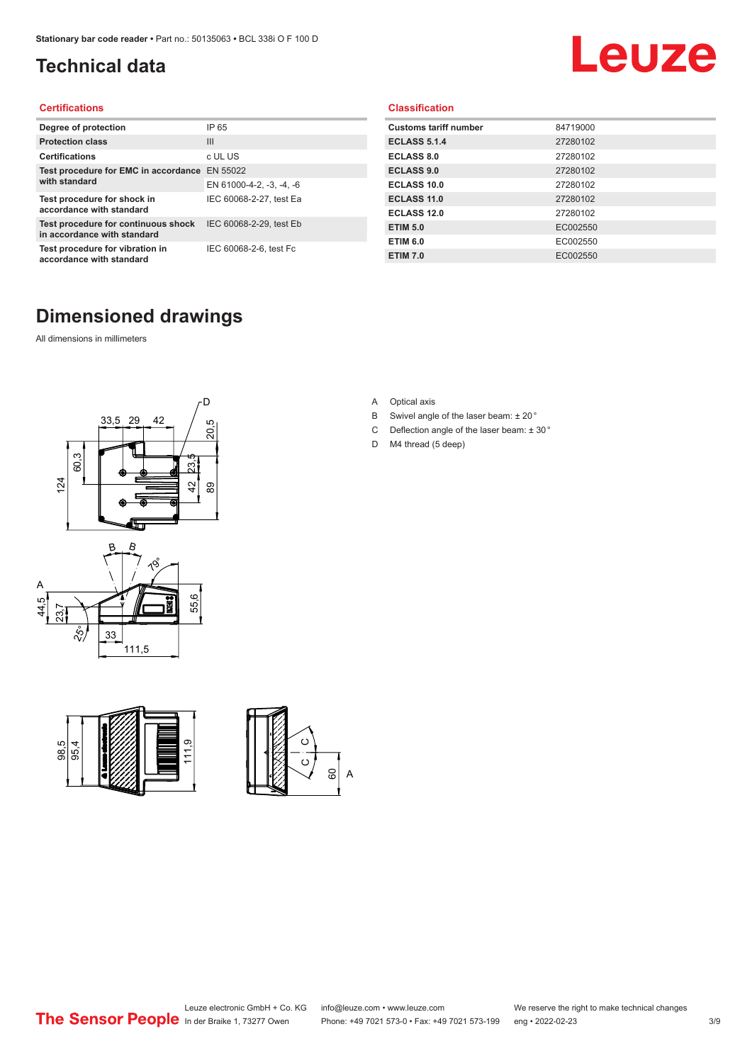# Technical data

### Certifications

| Degree of protection | IP 65 |
|---|---|
| Protection class | III |
| Certifications | c UL US |
| Test procedure for EMC in accordance with standard | EN 55022 |
| | EN 61000-4-2, -3, -4, -6 |
| Test procedure for shock in accordance with standard | IEC 60068-2-27, test Ea |
| Test procedure for continuous shock in accordance with standard | IEC 60068-2-29, test Eb |
| Test procedure for vibration in accordance with standard | IEC 60068-2-6, test Fc |

### Classification

| Customs tariff number | 84719000 |
|---|---|
| ECLASS 5.1.4 | 27280102 |
| ECLASS 8.0 | 27280102 |
| ECLASS 9.0 | 27280102 |
| ECLASS 10.0 | 27280102 |
| ECLASS 11.0 | 27280102 |
| ECLASS 12.0 | 27280102 |
| ETIM 5.0 | EC002550 |
| ETIM 6.0 | EC002550 |
| ETIM 7.0 | EC002550 |

# Dimensioned drawings

All dimensions in millimeters

A Optical axis

B Swivel angle of the laser beam: ± 20 °

C Deflection angle of the laser beam: ± 30 °

D M4 thread (5 deep)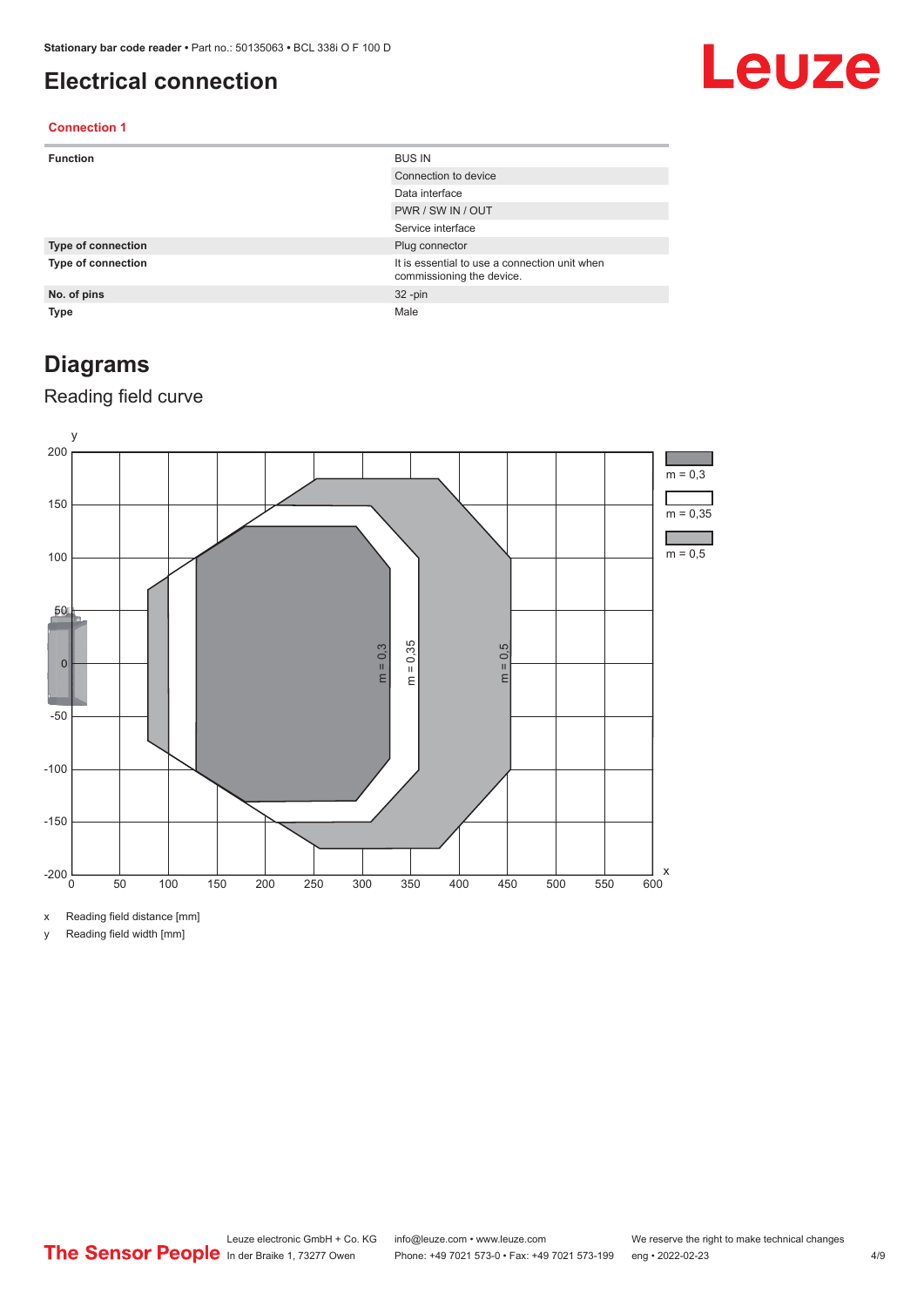# Electrical connection

## Connection 1

| Function | BUS IN |
| --- | --- |
| | Connection to device |
| | Data interface |
| | PWR / SW IN / OUT |
| | Service interface |
| **Type of connection** | Plug connector |
| **Type of connection** | It is essential to use a connection unit when commissioning the device. |
| **No. of pins** | 32 -pin |
| **Type** | Male |

# Diagrams

## Reading field curve

x Reading field distance [mm]

y Reading field width [mm]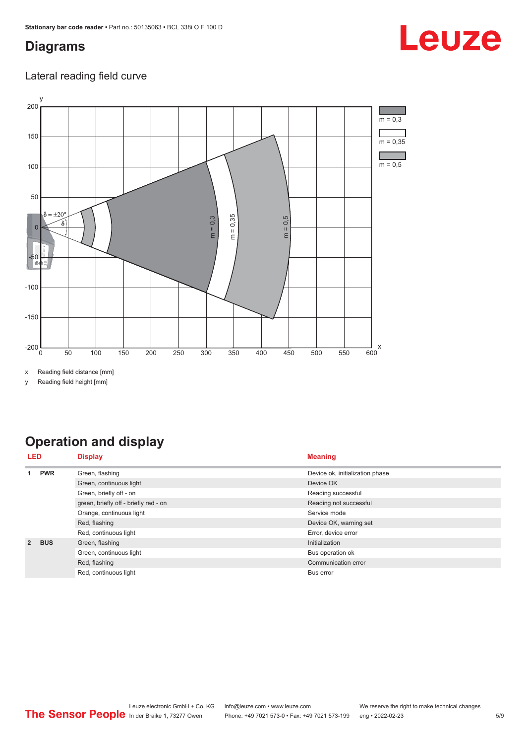## Diagrams

### Lateral reading field curve

- x Reading field distance [mm]
- y Reading field height [mm]

## Operation and display

| LED | | Display | Meaning |
|---|---|---|---|
| 1 | PWR | Green, flashing | Device ok, initialization phase |
| | | Green, continuous light | Device OK |
| | | Green, briefly off - on | Reading successful |
| | | green, briefly off - briefly red - on | Reading not successful |
| | | Orange, continuous light | Service mode |
| | | Red, flashing | Device OK, warning set |
| | | Red, continuous light | Error, device error |
| 2 | BUS | Green, flashing | Initialization |
| | | Green, continuous light | Bus operation ok |
| | | Red, flashing | Communication error |
| | | Red, continuous light | Bus error |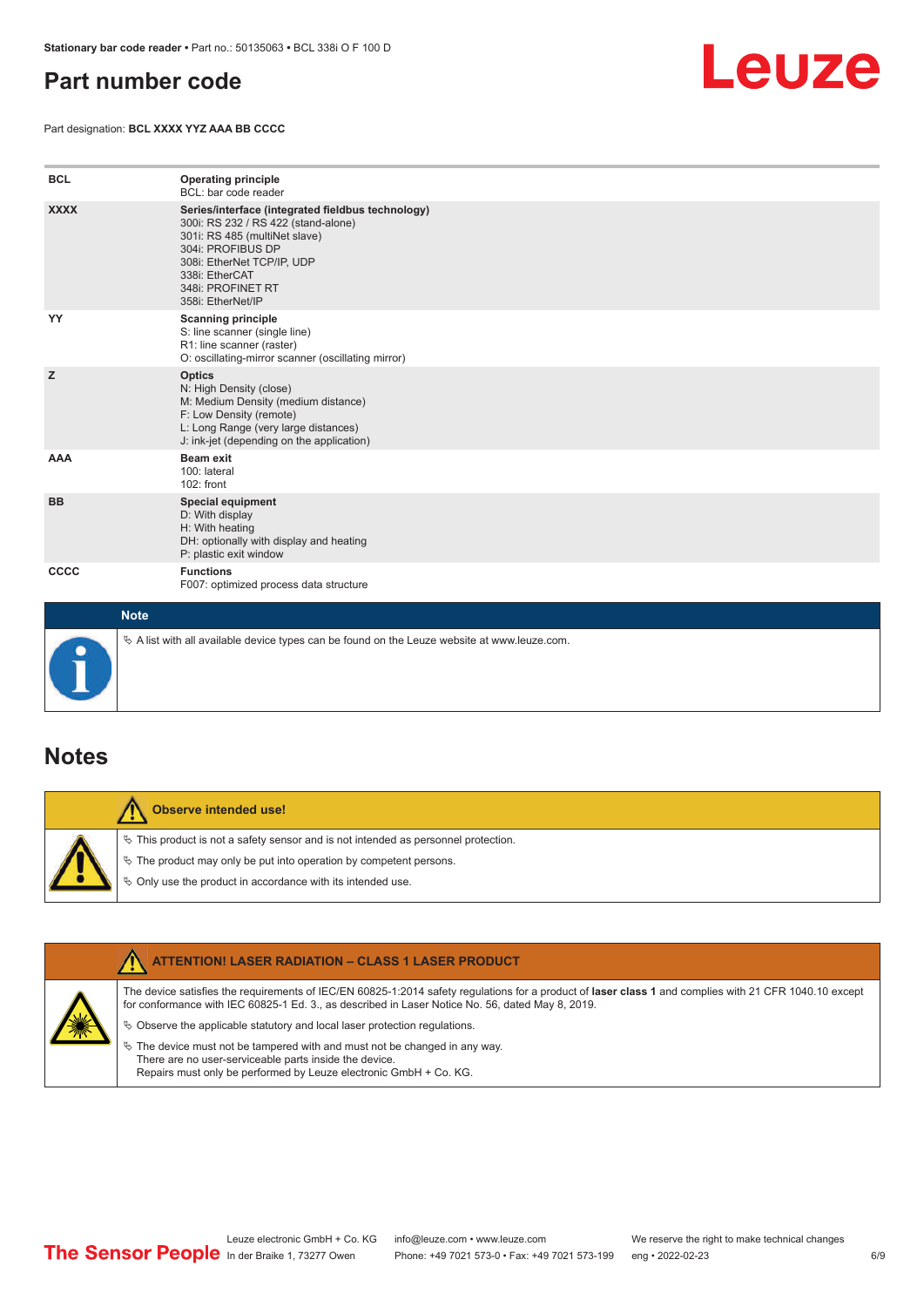# Part number code

Part designation: **BCL XXXX YYZ AAA BB CCCC**

| | |
|---|---|
| **BCL** | **Operating principle**<br>BCL: bar code reader |
| **XXXX** | **Series/interface (integrated fieldbus technology)**<br>300i: RS 232 / RS 422 (stand-alone)<br>301i: RS 485 (multiNet slave)<br>304i: PROFIBUS DP<br>308i: EtherNet TCP/IP, UDP<br>338i: EtherCAT<br>348i: PROFINET RT<br>358i: EtherNet/IP |
| **YY** | **Scanning principle**<br>S: line scanner (single line)<br>R1: line scanner (raster)<br>O: oscillating-mirror scanner (oscillating mirror) |
| **Z** | **Optics**<br>N: High Density (close)<br>M: Medium Density (medium distance)<br>F: Low Density (remote)<br>L: Long Range (very large distances)<br>J: ink-jet (depending on the application) |
| **AAA** | **Beam exit**<br>100: lateral<br>102: front |
| **BB** | **Special equipment**<br>D: With display<br>H: With heating<br>DH: optionally with display and heating<br>P: plastic exit window |
| **CCCC** | **Functions**<br>F007: optimized process data structure |

**Note**

- A list with all available device types can be found on the Leuze website at www.leuze.com.

# Notes

**Observe intended use!**

- This product is not a safety sensor and is not intended as personnel protection.
- The product may only be put into operation by competent persons.
- Only use the product in accordance with its intended use.

**ATTENTION! LASER RADIATION – CLASS 1 LASER PRODUCT**

The device satisfies the requirements of IEC/EN 60825-1:2014 safety regulations for a product of **laser class 1** and complies with 21 CFR 1040.10 except for conformance with IEC 60825-1 Ed. 3., as described in Laser Notice No. 56, dated May 8, 2019.

- Observe the applicable statutory and local laser protection regulations.
- The device must not be tampered with and must not be changed in any way.
  There are no user-serviceable parts inside the device.
  Repairs must only be performed by Leuze electronic GmbH + Co. KG.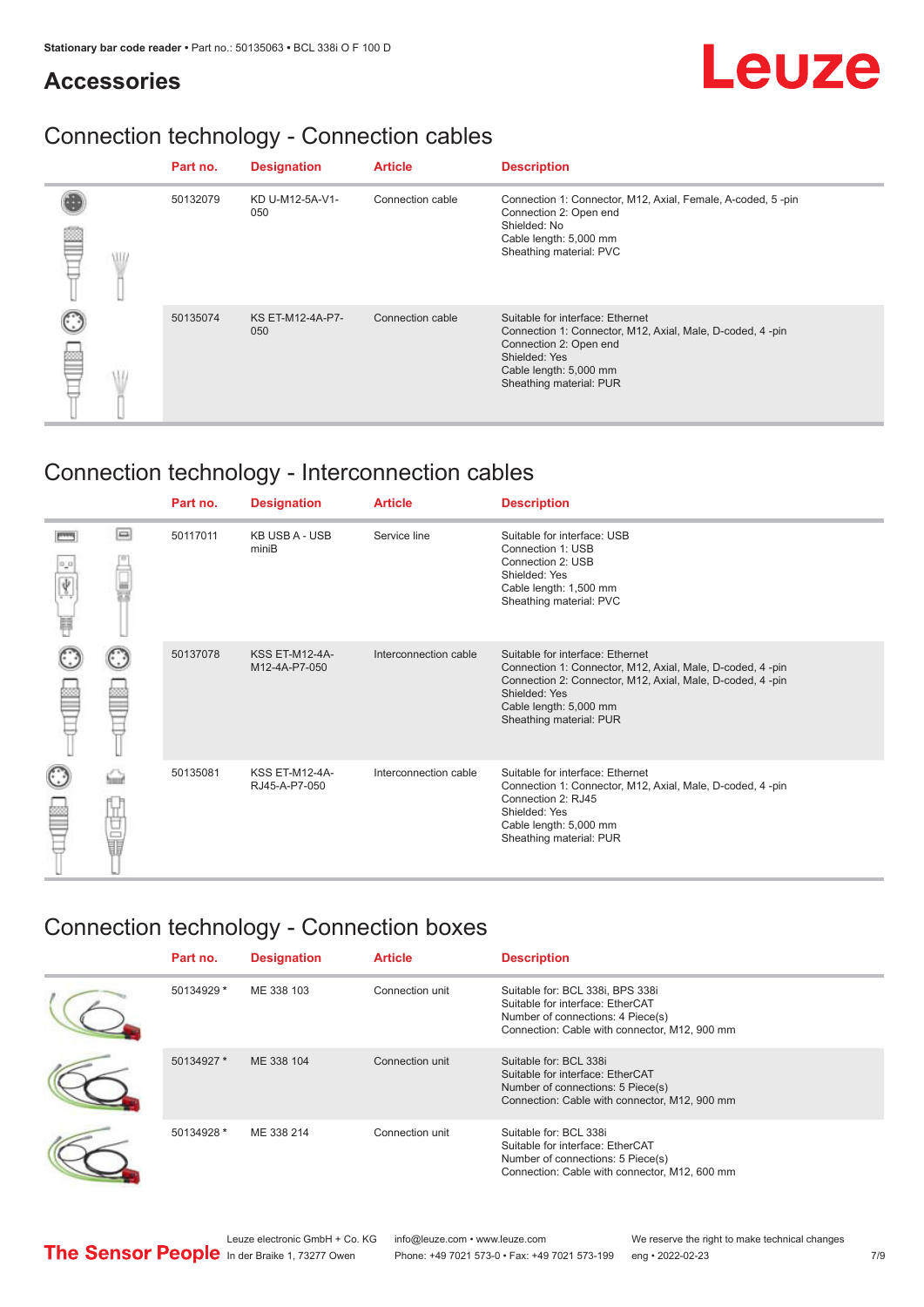## Accessories

## Connection technology - Connection cables

| Part no. | Designation | Article | Description |
|---|---|---|---|
| 50132079 | KD U-M12-5A-V1-050 | Connection cable | Connection 1: Connector, M12, Axial, Female, A-coded, 5 -pin<br>Connection 2: Open end<br>Shielded: No<br>Cable length: 5,000 mm<br>Sheathing material: PVC |
| 50135074 | KS ET-M12-4A-P7-050 | Connection cable | Suitable for interface: Ethernet<br>Connection 1: Connector, M12, Axial, Male, D-coded, 4 -pin<br>Connection 2: Open end<br>Shielded: Yes<br>Cable length: 5,000 mm<br>Sheathing material: PUR |

## Connection technology - Interconnection cables

| Part no. | Designation | Article | Description |
|---|---|---|---|
| 50117011 | KB USB A - USB miniB | Service line | Suitable for interface: USB<br>Connection 1: USB<br>Connection 2: USB<br>Shielded: Yes<br>Cable length: 1,500 mm<br>Sheathing material: PVC |
| 50137078 | KSS ET-M12-4A-M12-4A-P7-050 | Interconnection cable | Suitable for interface: Ethernet<br>Connection 1: Connector, M12, Axial, Male, D-coded, 4 -pin<br>Connection 2: Connector, M12, Axial, Male, D-coded, 4 -pin<br>Shielded: Yes<br>Cable length: 5,000 mm<br>Sheathing material: PUR |
| 50135081 | KSS ET-M12-4A-RJ45-A-P7-050 | Interconnection cable | Suitable for interface: Ethernet<br>Connection 1: Connector, M12, Axial, Male, D-coded, 4 -pin<br>Connection 2: RJ45<br>Shielded: Yes<br>Cable length: 5,000 mm<br>Sheathing material: PUR |

## Connection technology - Connection boxes

| Part no. | Designation | Article | Description |
|---|---|---|---|
| 50134929 * | ME 338 103 | Connection unit | Suitable for: BCL 338i, BPS 338i<br>Suitable for interface: EtherCAT<br>Number of connections: 4 Piece(s)<br>Connection: Cable with connector, M12, 900 mm |
| 50134927 * | ME 338 104 | Connection unit | Suitable for: BCL 338i<br>Suitable for interface: EtherCAT<br>Number of connections: 5 Piece(s)<br>Connection: Cable with connector, M12, 900 mm |
| 50134928 * | ME 338 214 | Connection unit | Suitable for: BCL 338i<br>Suitable for interface: EtherCAT<br>Number of connections: 5 Piece(s)<br>Connection: Cable with connector, M12, 600 mm |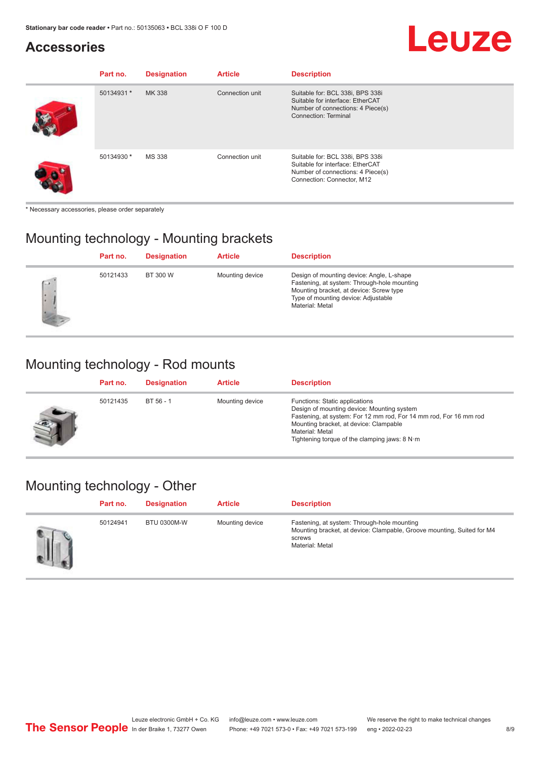## Accessories

| Part no. | Designation | Article | Description |
|---|---|---|---|
| 50134931 * | MK 338 | Connection unit | Suitable for: BCL 338i, BPS 338i<br>Suitable for interface: EtherCAT<br>Number of connections: 4 Piece(s)<br>Connection: Terminal |
| 50134930 * | MS 338 | Connection unit | Suitable for: BCL 338i, BPS 338i<br>Suitable for interface: EtherCAT<br>Number of connections: 4 Piece(s)<br>Connection: Connector, M12 |

* Necessary accessories, please order separately

## Mounting technology - Mounting brackets

| Part no. | Designation | Article | Description |
|---|---|---|---|
| 50121433 | BT 300 W | Mounting device | Design of mounting device: Angle, L-shape<br>Fastening, at system: Through-hole mounting<br>Mounting bracket, at device: Screw type<br>Type of mounting device: Adjustable<br>Material: Metal |

## Mounting technology - Rod mounts

| Part no. | Designation | Article | Description |
|---|---|---|---|
| 50121435 | BT 56 - 1 | Mounting device | Functions: Static applications<br>Design of mounting device: Mounting system<br>Fastening, at system: For 12 mm rod, For 14 mm rod, For 16 mm rod<br>Mounting bracket, at device: Clampable<br>Material: Metal<br>Tightening torque of the clamping jaws: 8 N·m |

## Mounting technology - Other

| Part no. | Designation | Article | Description |
|---|---|---|---|
| 50124941 | BTU 0300M-W | Mounting device | Fastening, at system: Through-hole mounting<br>Mounting bracket, at device: Clampable, Groove mounting, Suited for M4 screws<br>Material: Metal |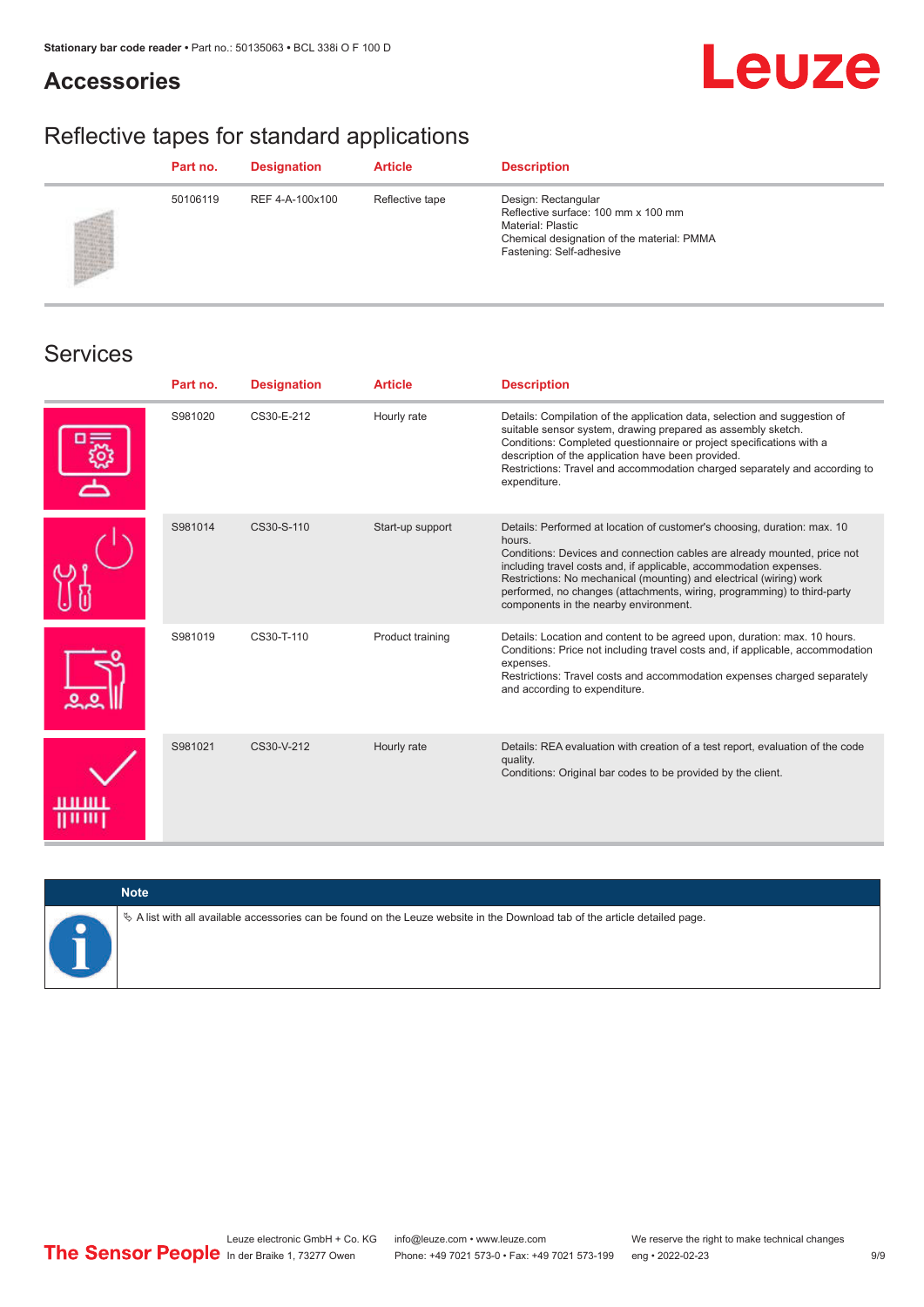## Accessories

# Reflective tapes for standard applications

| | Part no. | Designation | Article | Description |
|---|---|---|---|---|
| | 50106119 | REF 4-A-100x100 | Reflective tape | Design: Rectangular<br>Reflective surface: 100 mm x 100 mm<br>Material: Plastic<br>Chemical designation of the material: PMMA<br>Fastening: Self-adhesive |

# Services

| | Part no. | Designation | Article | Description |
|---|---|---|---|---|
| | S981020 | CS30-E-212 | Hourly rate | Details: Compilation of the application data, selection and suggestion of suitable sensor system, drawing prepared as assembly sketch.<br>Conditions: Completed questionnaire or project specifications with a description of the application have been provided.<br>Restrictions: Travel and accommodation charged separately and according to expenditure. |
| | S981014 | CS30-S-110 | Start-up support | Details: Performed at location of customer's choosing, duration: max. 10 hours.<br>Conditions: Devices and connection cables are already mounted, price not including travel costs and, if applicable, accommodation expenses.<br>Restrictions: No mechanical (mounting) and electrical (wiring) work performed, no changes (attachments, wiring, programming) to third-party components in the nearby environment. |
| | S981019 | CS30-T-110 | Product training | Details: Location and content to be agreed upon, duration: max. 10 hours.<br>Conditions: Price not including travel costs and, if applicable, accommodation expenses.<br>Restrictions: Travel costs and accommodation expenses charged separately and according to expenditure. |
| | S981021 | CS30-V-212 | Hourly rate | Details: REA evaluation with creation of a test report, evaluation of the code quality.<br>Conditions: Original bar codes to be provided by the client. |

**Note**

A list with all available accessories can be found on the Leuze website in the Download tab of the article detailed page.